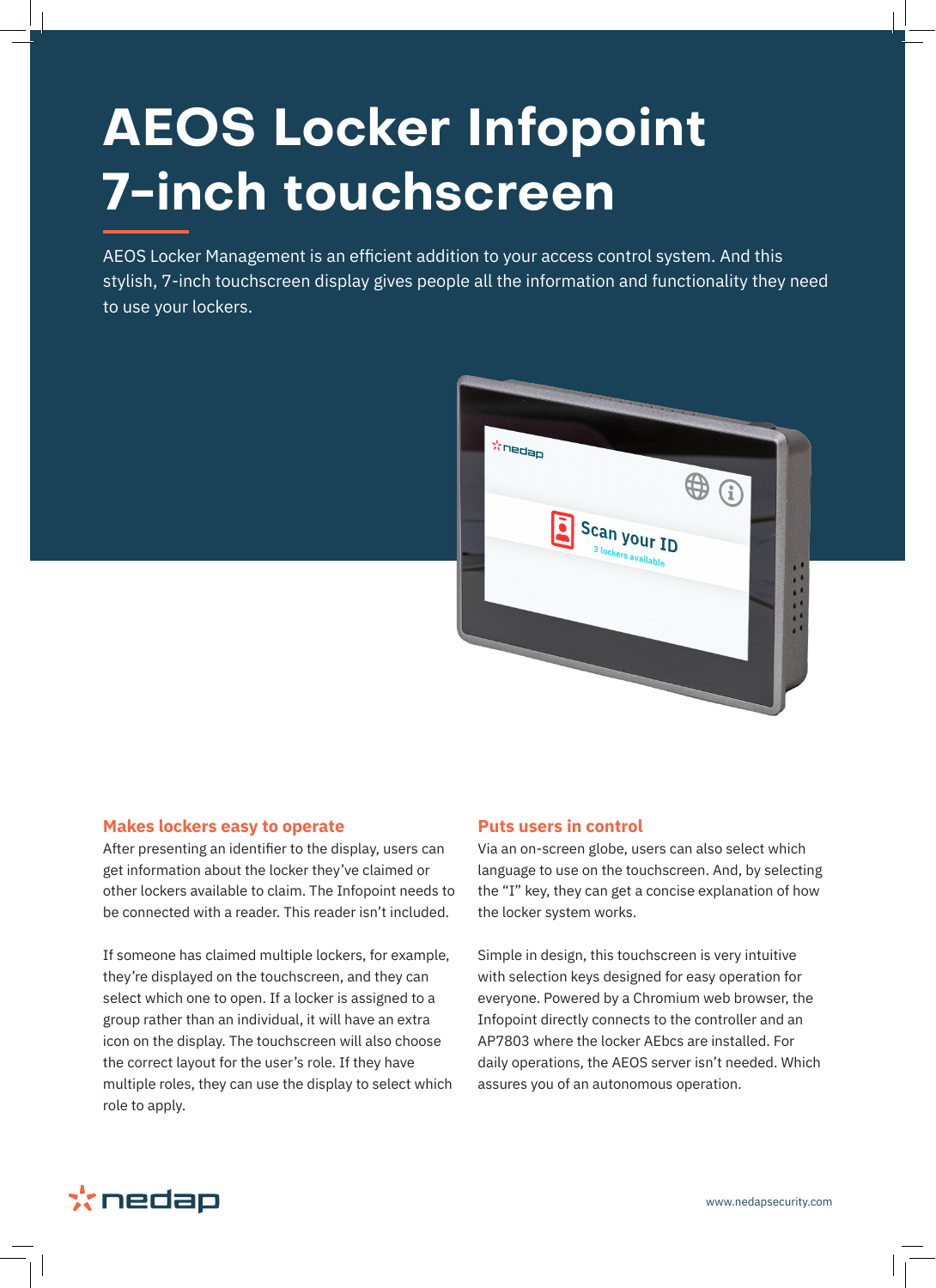# AEOS Locker Infopoint 7-inch touchscreen

AEOS Locker Management is an efficient addition to your access control system. And this stylish, 7-inch touchscreen display gives people all the information and functionality they need to use your lockers.

## Makes lockers easy to operate

After presenting an identifier to the display, users can get information about the locker they've claimed or other lockers available to claim. The Infopoint needs to be connected with a reader. This reader isn't included.

If someone has claimed multiple lockers, for example, they're displayed on the touchscreen, and they can select which one to open. If a locker is assigned to a group rather than an individual, it will have an extra icon on the display. The touchscreen will also choose the correct layout for the user's role. If they have multiple roles, they can use the display to select which role to apply.

## Puts users in control

Via an on-screen globe, users can also select which language to use on the touchscreen. And, by selecting the "I" key, they can get a concise explanation of how the locker system works.

Simple in design, this touchscreen is very intuitive with selection keys designed for easy operation for everyone. Powered by a Chromium web browser, the Infopoint directly connects to the controller and an AP7803 where the locker AEbcs are installed. For daily operations, the AEOS server isn't needed. Which assures you of an autonomous operation.

www.nedapsecurity.com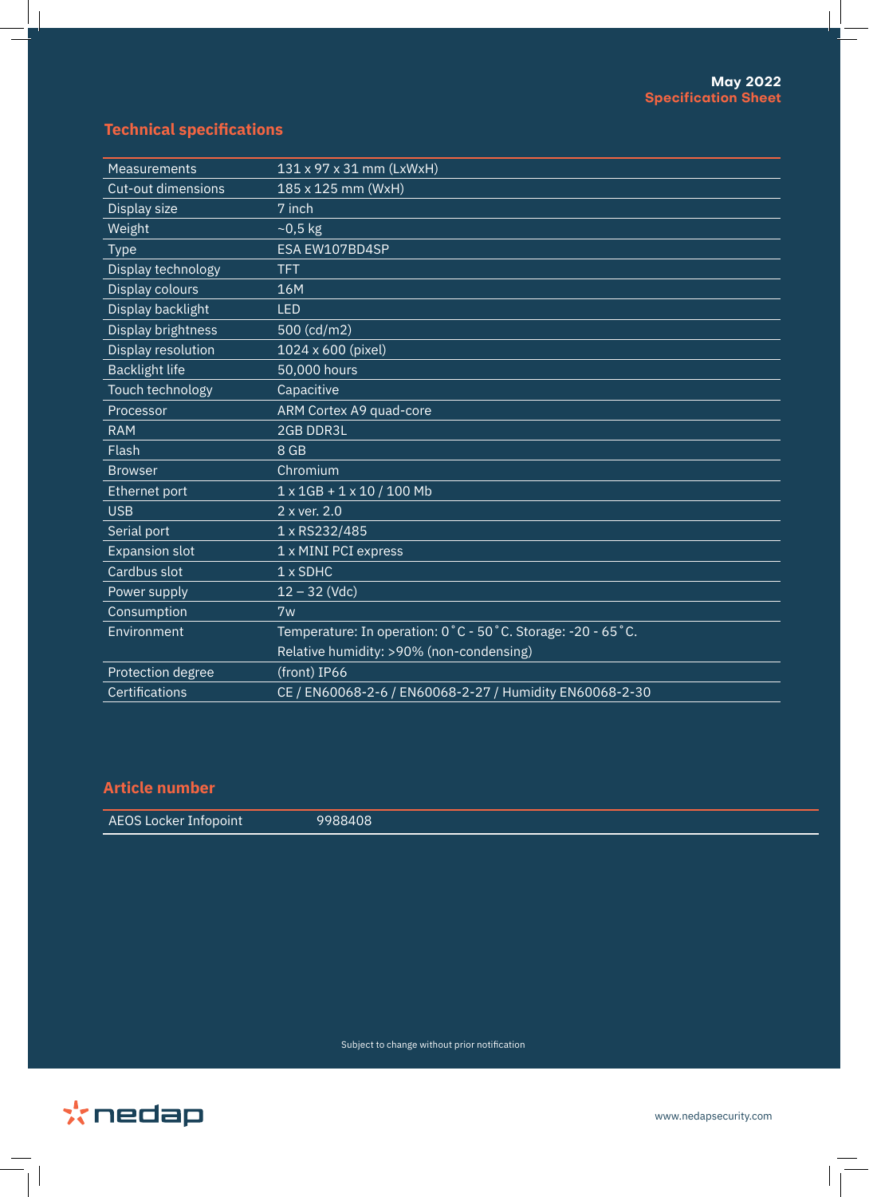May 2022
Specification Sheet

## Technical specifications

| | |
|---|---|
| Measurements | 131 x 97 x 31 mm (LxWxH) |
| Cut-out dimensions | 185 x 125 mm (WxH) |
| Display size | 7 inch |
| Weight | ~0,5 kg |
| Type | ESA EW107BD4SP |
| Display technology | TFT |
| Display colours | 16M |
| Display backlight | LED |
| Display brightness | 500 (cd/m2) |
| Display resolution | 1024 x 600 (pixel) |
| Backlight life | 50,000 hours |
| Touch technology | Capacitive |
| Processor | ARM Cortex A9 quad-core |
| RAM | 2GB DDR3L |
| Flash | 8 GB |
| Browser | Chromium |
| Ethernet port | 1 x 1GB + 1 x 10 / 100 Mb |
| USB | 2 x ver. 2.0 |
| Serial port | 1 x RS232/485 |
| Expansion slot | 1 x MINI PCI express |
| Cardbus slot | 1 x SDHC |
| Power supply | 12 – 32 (Vdc) |
| Consumption | 7w |
| Environment | Temperature: In operation: 0˚C - 50˚C. Storage: -20 - 65˚C. Relative humidity: >90% (non-condensing) |
| Protection degree | (front) IP66 |
| Certifications | CE / EN60068-2-6 / EN60068-2-27 / Humidity EN60068-2-30 |

## Article number

| | |
|---|---|
| AEOS Locker Infopoint | 9988408 |

Subject to change without prior notification

nedap

www.nedapsecurity.com